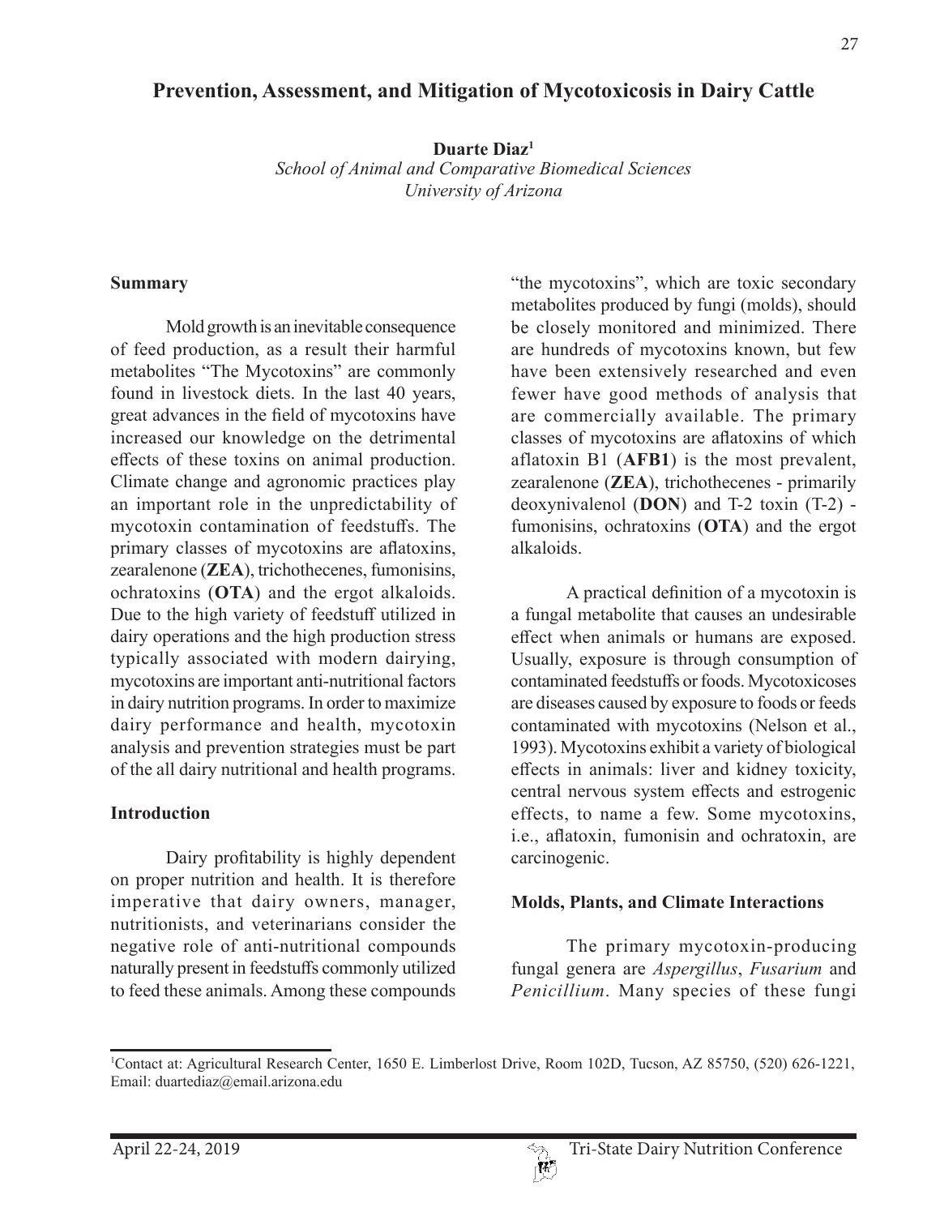# Prevention, Assessment, and Mitigation of Mycotoxicosis in Dairy Cattle

**Duarte Diaz**[1]
*School of Animal and Comparative Biomedical Sciences*
*University of Arizona*

## Summary

Mold growth is an inevitable consequence of feed production, as a result their harmful metabolites "The Mycotoxins" are commonly found in livestock diets. In the last 40 years, great advances in the field of mycotoxins have increased our knowledge on the detrimental effects of these toxins on animal production. Climate change and agronomic practices play an important role in the unpredictability of mycotoxin contamination of feedstuffs. The primary classes of mycotoxins are aflatoxins, zearalenone (**ZEA**), trichothecenes, fumonisins, ochratoxins (**OTA**) and the ergot alkaloids. Due to the high variety of feedstuff utilized in dairy operations and the high production stress typically associated with modern dairying, mycotoxins are important anti-nutritional factors in dairy nutrition programs. In order to maximize dairy performance and health, mycotoxin analysis and prevention strategies must be part of the all dairy nutritional and health programs.

## Introduction

Dairy profitability is highly dependent on proper nutrition and health. It is therefore imperative that dairy owners, manager, nutritionists, and veterinarians consider the negative role of anti-nutritional compounds naturally present in feedstuffs commonly utilized to feed these animals. Among these compounds "the mycotoxins", which are toxic secondary metabolites produced by fungi (molds), should be closely monitored and minimized. There are hundreds of mycotoxins known, but few have been extensively researched and even fewer have good methods of analysis that are commercially available. The primary classes of mycotoxins are aflatoxins of which aflatoxin B1 (**AFB1**) is the most prevalent, zearalenone (**ZEA**), trichothecenes - primarily deoxynivalenol (**DON**) and T-2 toxin (T-2) - fumonisins, ochratoxins (**OTA**) and the ergot alkaloids.

A practical definition of a mycotoxin is a fungal metabolite that causes an undesirable effect when animals or humans are exposed. Usually, exposure is through consumption of contaminated feedstuffs or foods. Mycotoxicoses are diseases caused by exposure to foods or feeds contaminated with mycotoxins (Nelson et al., 1993). Mycotoxins exhibit a variety of biological effects in animals: liver and kidney toxicity, central nervous system effects and estrogenic effects, to name a few. Some mycotoxins, i.e., aflatoxin, fumonisin and ochratoxin, are carcinogenic.

## Molds, Plants, and Climate Interactions

The primary mycotoxin-producing fungal genera are *Aspergillus*, *Fusarium* and *Penicillium*. Many species of these fungi

[1]Contact at: Agricultural Research Center, 1650 E. Limberlost Drive, Room 102D, Tucson, AZ 85750, (520) 626-1221, Email: duartediaz@email.arizona.edu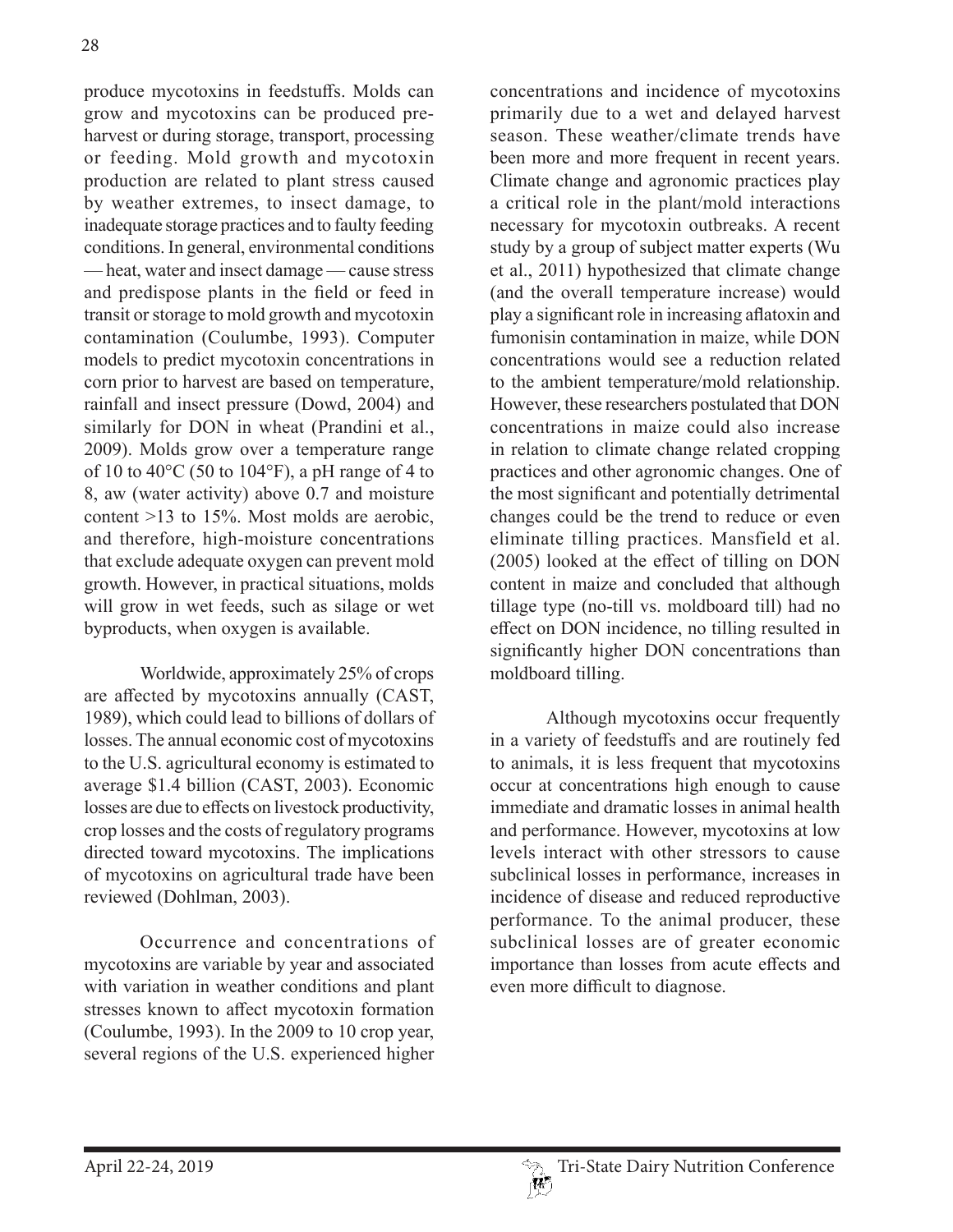produce mycotoxins in feedstuffs. Molds can grow and mycotoxins can be produced pre-harvest or during storage, transport, processing or feeding. Mold growth and mycotoxin production are related to plant stress caused by weather extremes, to insect damage, to inadequate storage practices and to faulty feeding conditions. In general, environmental conditions — heat, water and insect damage — cause stress and predispose plants in the field or feed in transit or storage to mold growth and mycotoxin contamination (Coulumbe, 1993). Computer models to predict mycotoxin concentrations in corn prior to harvest are based on temperature, rainfall and insect pressure (Dowd, 2004) and similarly for DON in wheat (Prandini et al., 2009). Molds grow over a temperature range of 10 to 40°C (50 to 104°F), a pH range of 4 to 8, aw (water activity) above 0.7 and moisture content >13 to 15%. Most molds are aerobic, and therefore, high-moisture concentrations that exclude adequate oxygen can prevent mold growth. However, in practical situations, molds will grow in wet feeds, such as silage or wet byproducts, when oxygen is available.

Worldwide, approximately 25% of crops are affected by mycotoxins annually (CAST, 1989), which could lead to billions of dollars of losses. The annual economic cost of mycotoxins to the U.S. agricultural economy is estimated to average $1.4 billion (CAST, 2003). Economic losses are due to effects on livestock productivity, crop losses and the costs of regulatory programs directed toward mycotoxins. The implications of mycotoxins on agricultural trade have been reviewed (Dohlman, 2003).

Occurrence and concentrations of mycotoxins are variable by year and associated with variation in weather conditions and plant stresses known to affect mycotoxin formation (Coulumbe, 1993). In the 2009 to 10 crop year, several regions of the U.S. experienced higher concentrations and incidence of mycotoxins primarily due to a wet and delayed harvest season. These weather/climate trends have been more and more frequent in recent years. Climate change and agronomic practices play a critical role in the plant/mold interactions necessary for mycotoxin outbreaks. A recent study by a group of subject matter experts (Wu et al., 2011) hypothesized that climate change (and the overall temperature increase) would play a significant role in increasing aflatoxin and fumonisin contamination in maize, while DON concentrations would see a reduction related to the ambient temperature/mold relationship. However, these researchers postulated that DON concentrations in maize could also increase in relation to climate change related cropping practices and other agronomic changes. One of the most significant and potentially detrimental changes could be the trend to reduce or even eliminate tilling practices. Mansfield et al. (2005) looked at the effect of tilling on DON content in maize and concluded that although tillage type (no-till vs. moldboard till) had no effect on DON incidence, no tilling resulted in significantly higher DON concentrations than moldboard tilling.

Although mycotoxins occur frequently in a variety of feedstuffs and are routinely fed to animals, it is less frequent that mycotoxins occur at concentrations high enough to cause immediate and dramatic losses in animal health and performance. However, mycotoxins at low levels interact with other stressors to cause subclinical losses in performance, increases in incidence of disease and reduced reproductive performance. To the animal producer, these subclinical losses are of greater economic importance than losses from acute effects and even more difficult to diagnose.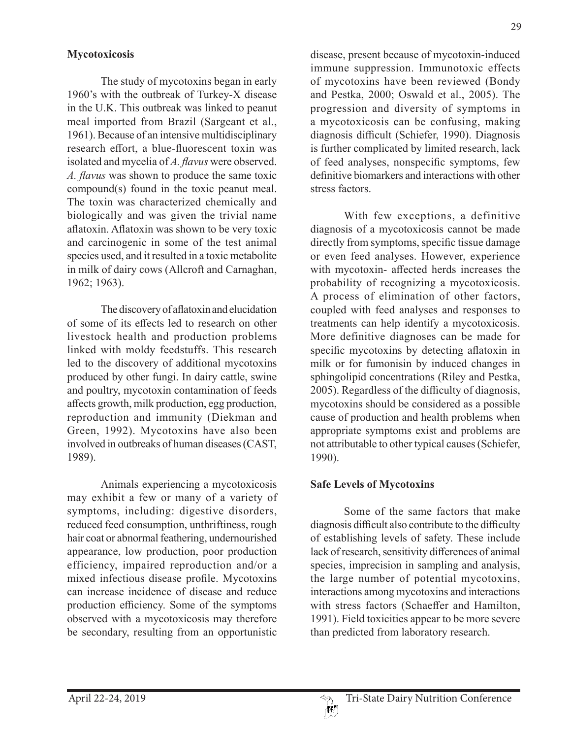## Mycotoxicosis

The study of mycotoxins began in early 1960's with the outbreak of Turkey-X disease in the U.K. This outbreak was linked to peanut meal imported from Brazil (Sargeant et al., 1961). Because of an intensive multidisciplinary research effort, a blue-fluorescent toxin was isolated and mycelia of *A. flavus* were observed. *A. flavus* was shown to produce the same toxic compound(s) found in the toxic peanut meal. The toxin was characterized chemically and biologically and was given the trivial name aflatoxin. Aflatoxin was shown to be very toxic and carcinogenic in some of the test animal species used, and it resulted in a toxic metabolite in milk of dairy cows (Allcroft and Carnaghan, 1962; 1963).

The discovery of aflatoxin and elucidation of some of its effects led to research on other livestock health and production problems linked with moldy feedstuffs. This research led to the discovery of additional mycotoxins produced by other fungi. In dairy cattle, swine and poultry, mycotoxin contamination of feeds affects growth, milk production, egg production, reproduction and immunity (Diekman and Green, 1992). Mycotoxins have also been involved in outbreaks of human diseases (CAST, 1989).

Animals experiencing a mycotoxicosis may exhibit a few or many of a variety of symptoms, including: digestive disorders, reduced feed consumption, unthriftiness, rough hair coat or abnormal feathering, undernourished appearance, low production, poor production efficiency, impaired reproduction and/or a mixed infectious disease profile. Mycotoxins can increase incidence of disease and reduce production efficiency. Some of the symptoms observed with a mycotoxicosis may therefore be secondary, resulting from an opportunistic disease, present because of mycotoxin-induced immune suppression. Immunotoxic effects of mycotoxins have been reviewed (Bondy and Pestka, 2000; Oswald et al., 2005). The progression and diversity of symptoms in a mycotoxicosis can be confusing, making diagnosis difficult (Schiefer, 1990). Diagnosis is further complicated by limited research, lack of feed analyses, nonspecific symptoms, few definitive biomarkers and interactions with other stress factors.

With few exceptions, a definitive diagnosis of a mycotoxicosis cannot be made directly from symptoms, specific tissue damage or even feed analyses. However, experience with mycotoxin- affected herds increases the probability of recognizing a mycotoxicosis. A process of elimination of other factors, coupled with feed analyses and responses to treatments can help identify a mycotoxicosis. More definitive diagnoses can be made for specific mycotoxins by detecting aflatoxin in milk or for fumonisin by induced changes in sphingolipid concentrations (Riley and Pestka, 2005). Regardless of the difficulty of diagnosis, mycotoxins should be considered as a possible cause of production and health problems when appropriate symptoms exist and problems are not attributable to other typical causes (Schiefer, 1990).

## Safe Levels of Mycotoxins

Some of the same factors that make diagnosis difficult also contribute to the difficulty of establishing levels of safety. These include lack of research, sensitivity differences of animal species, imprecision in sampling and analysis, the large number of potential mycotoxins, interactions among mycotoxins and interactions with stress factors (Schaeffer and Hamilton, 1991). Field toxicities appear to be more severe than predicted from laboratory research.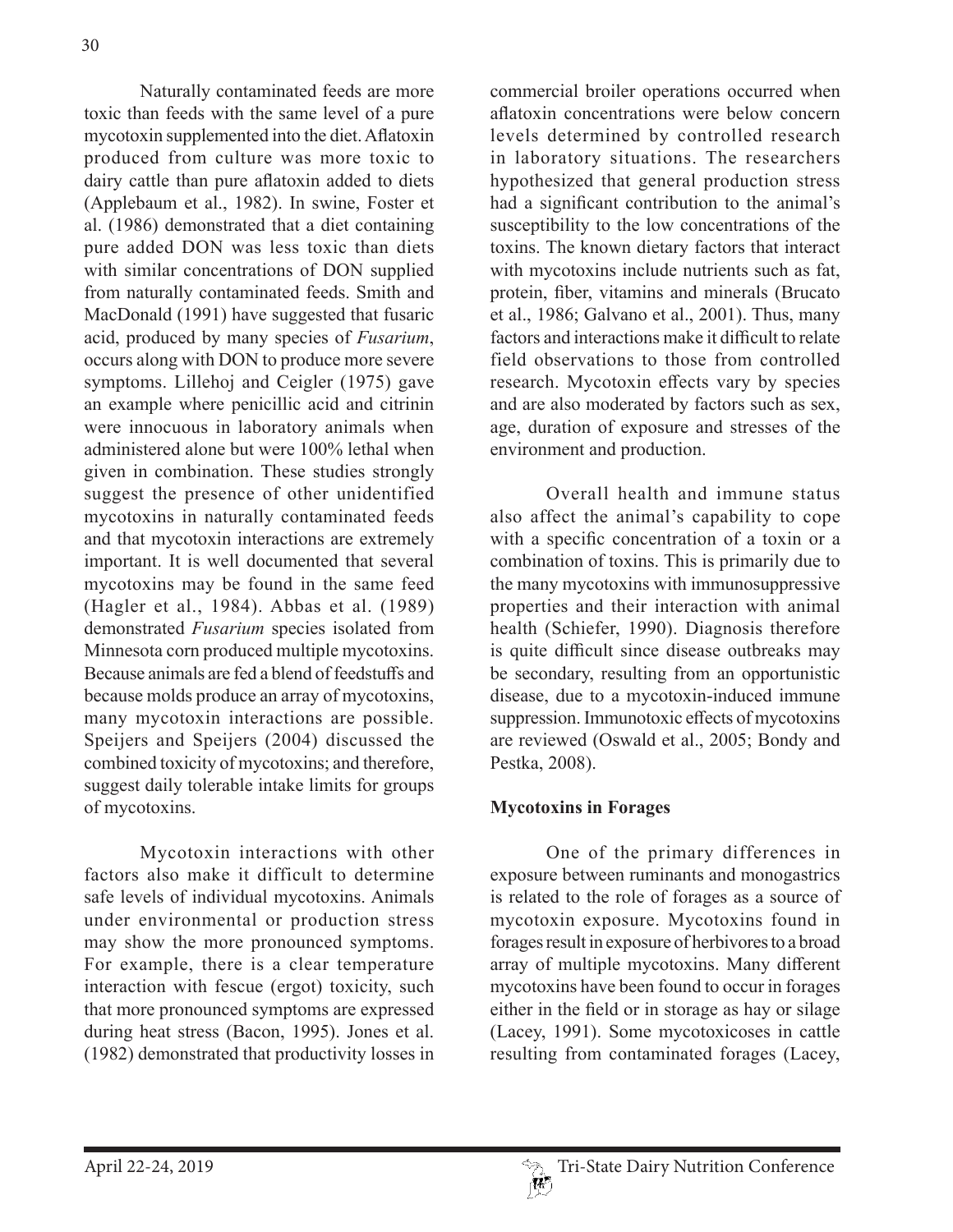Naturally contaminated feeds are more toxic than feeds with the same level of a pure mycotoxin supplemented into the diet. Aflatoxin produced from culture was more toxic to dairy cattle than pure aflatoxin added to diets (Applebaum et al., 1982). In swine, Foster et al. (1986) demonstrated that a diet containing pure added DON was less toxic than diets with similar concentrations of DON supplied from naturally contaminated feeds. Smith and MacDonald (1991) have suggested that fusaric acid, produced by many species of *Fusarium*, occurs along with DON to produce more severe symptoms. Lillehoj and Ceigler (1975) gave an example where penicillic acid and citrinin were innocuous in laboratory animals when administered alone but were 100% lethal when given in combination. These studies strongly suggest the presence of other unidentified mycotoxins in naturally contaminated feeds and that mycotoxin interactions are extremely important. It is well documented that several mycotoxins may be found in the same feed (Hagler et al., 1984). Abbas et al. (1989) demonstrated *Fusarium* species isolated from Minnesota corn produced multiple mycotoxins. Because animals are fed a blend of feedstuffs and because molds produce an array of mycotoxins, many mycotoxin interactions are possible. Speijers and Speijers (2004) discussed the combined toxicity of mycotoxins; and therefore, suggest daily tolerable intake limits for groups of mycotoxins.

Mycotoxin interactions with other factors also make it difficult to determine safe levels of individual mycotoxins. Animals under environmental or production stress may show the more pronounced symptoms. For example, there is a clear temperature interaction with fescue (ergot) toxicity, such that more pronounced symptoms are expressed during heat stress (Bacon, 1995). Jones et al. (1982) demonstrated that productivity losses in commercial broiler operations occurred when aflatoxin concentrations were below concern levels determined by controlled research in laboratory situations. The researchers hypothesized that general production stress had a significant contribution to the animal's susceptibility to the low concentrations of the toxins. The known dietary factors that interact with mycotoxins include nutrients such as fat, protein, fiber, vitamins and minerals (Brucato et al., 1986; Galvano et al., 2001). Thus, many factors and interactions make it difficult to relate field observations to those from controlled research. Mycotoxin effects vary by species and are also moderated by factors such as sex, age, duration of exposure and stresses of the environment and production.

Overall health and immune status also affect the animal's capability to cope with a specific concentration of a toxin or a combination of toxins. This is primarily due to the many mycotoxins with immunosuppressive properties and their interaction with animal health (Schiefer, 1990). Diagnosis therefore is quite difficult since disease outbreaks may be secondary, resulting from an opportunistic disease, due to a mycotoxin-induced immune suppression. Immunotoxic effects of mycotoxins are reviewed (Oswald et al., 2005; Bondy and Pestka, 2008).

**Mycotoxins in Forages**

One of the primary differences in exposure between ruminants and monogastrics is related to the role of forages as a source of mycotoxin exposure. Mycotoxins found in forages result in exposure of herbivores to a broad array of multiple mycotoxins. Many different mycotoxins have been found to occur in forages either in the field or in storage as hay or silage (Lacey, 1991). Some mycotoxicoses in cattle resulting from contaminated forages (Lacey,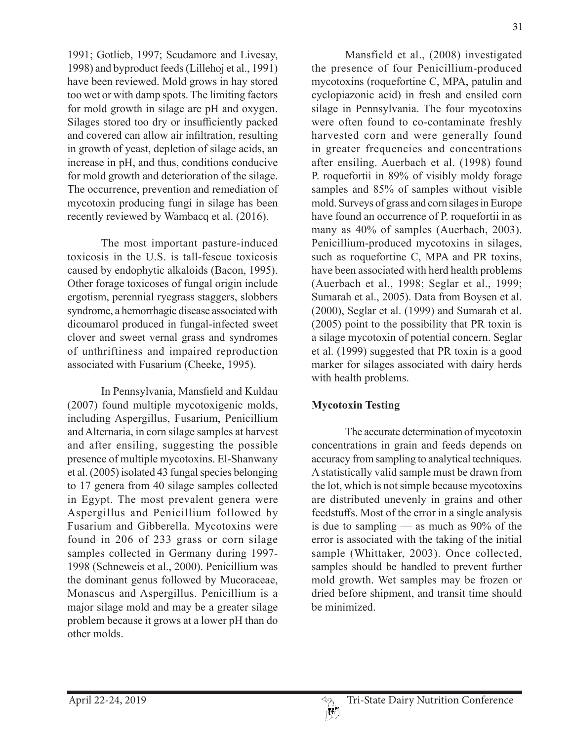1991; Gotlieb, 1997; Scudamore and Livesay, 1998) and byproduct feeds (Lillehoj et al., 1991) have been reviewed. Mold grows in hay stored too wet or with damp spots. The limiting factors for mold growth in silage are pH and oxygen. Silages stored too dry or insufficiently packed and covered can allow air infiltration, resulting in growth of yeast, depletion of silage acids, an increase in pH, and thus, conditions conducive for mold growth and deterioration of the silage. The occurrence, prevention and remediation of mycotoxin producing fungi in silage has been recently reviewed by Wambacq et al. (2016).

The most important pasture-induced toxicosis in the U.S. is tall-fescue toxicosis caused by endophytic alkaloids (Bacon, 1995). Other forage toxicoses of fungal origin include ergotism, perennial ryegrass staggers, slobbers syndrome, a hemorrhagic disease associated with dicoumarol produced in fungal-infected sweet clover and sweet vernal grass and syndromes of unthriftiness and impaired reproduction associated with Fusarium (Cheeke, 1995).

In Pennsylvania, Mansfield and Kuldau (2007) found multiple mycotoxigenic molds, including Aspergillus, Fusarium, Penicillium and Alternaria, in corn silage samples at harvest and after ensiling, suggesting the possible presence of multiple mycotoxins. El-Shanwany et al. (2005) isolated 43 fungal species belonging to 17 genera from 40 silage samples collected in Egypt. The most prevalent genera were Aspergillus and Penicillium followed by Fusarium and Gibberella. Mycotoxins were found in 206 of 233 grass or corn silage samples collected in Germany during 1997-1998 (Schneweis et al., 2000). Penicillium was the dominant genus followed by Mucoraceae, Monascus and Aspergillus. Penicillium is a major silage mold and may be a greater silage problem because it grows at a lower pH than do other molds.

Mansfield et al., (2008) investigated the presence of four Penicillium-produced mycotoxins (roquefortine C, MPA, patulin and cyclopiazonic acid) in fresh and ensiled corn silage in Pennsylvania. The four mycotoxins were often found to co-contaminate freshly harvested corn and were generally found in greater frequencies and concentrations after ensiling. Auerbach et al. (1998) found P. roquefortii in 89% of visibly moldy forage samples and 85% of samples without visible mold. Surveys of grass and corn silages in Europe have found an occurrence of P. roquefortii in as many as 40% of samples (Auerbach, 2003). Penicillium-produced mycotoxins in silages, such as roquefortine C, MPA and PR toxins, have been associated with herd health problems (Auerbach et al., 1998; Seglar et al., 1999; Sumarah et al., 2005). Data from Boysen et al. (2000), Seglar et al. (1999) and Sumarah et al. (2005) point to the possibility that PR toxin is a silage mycotoxin of potential concern. Seglar et al. (1999) suggested that PR toxin is a good marker for silages associated with dairy herds with health problems.

## Mycotoxin Testing

The accurate determination of mycotoxin concentrations in grain and feeds depends on accuracy from sampling to analytical techniques. A statistically valid sample must be drawn from the lot, which is not simple because mycotoxins are distributed unevenly in grains and other feedstuffs. Most of the error in a single analysis is due to sampling — as much as 90% of the error is associated with the taking of the initial sample (Whittaker, 2003). Once collected, samples should be handled to prevent further mold growth. Wet samples may be frozen or dried before shipment, and transit time should be minimized.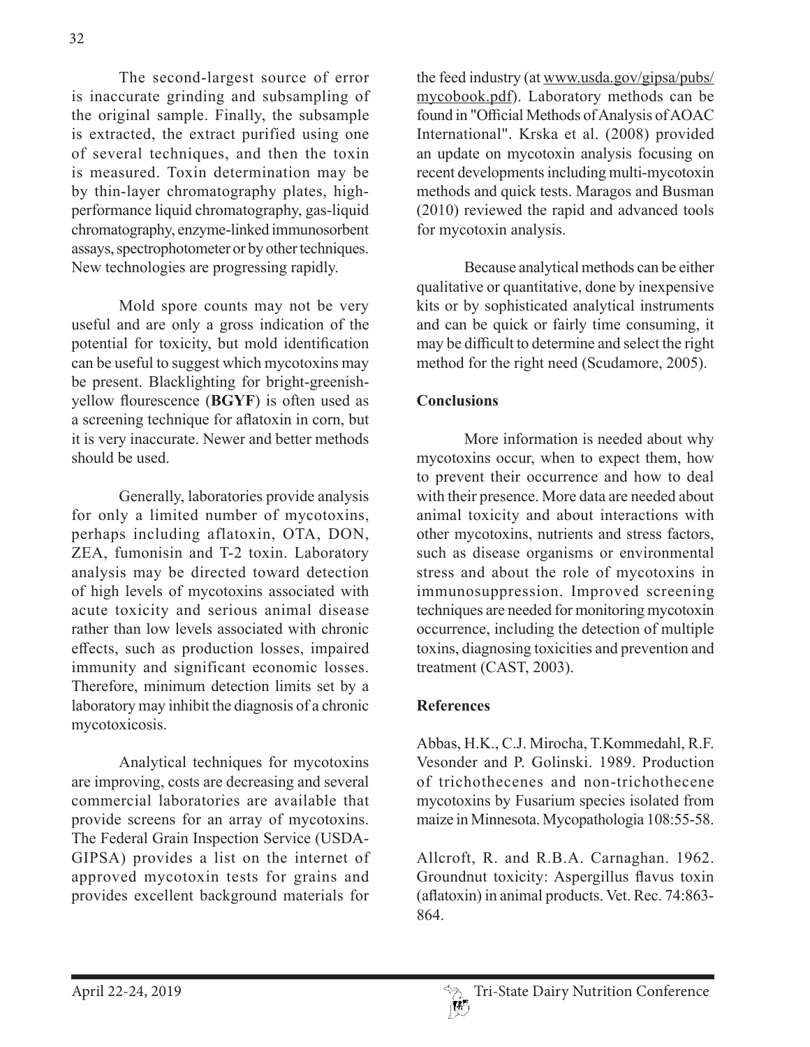The second-largest source of error is inaccurate grinding and subsampling of the original sample. Finally, the subsample is extracted, the extract purified using one of several techniques, and then the toxin is measured. Toxin determination may be by thin-layer chromatography plates, high-performance liquid chromatography, gas-liquid chromatography, enzyme-linked immunosorbent assays, spectrophotometer or by other techniques. New technologies are progressing rapidly.

Mold spore counts may not be very useful and are only a gross indication of the potential for toxicity, but mold identification can be useful to suggest which mycotoxins may be present. Blacklighting for bright-greenish-yellow flourescence (**BGYF**) is often used as a screening technique for aflatoxin in corn, but it is very inaccurate. Newer and better methods should be used.

Generally, laboratories provide analysis for only a limited number of mycotoxins, perhaps including aflatoxin, OTA, DON, ZEA, fumonisin and T-2 toxin. Laboratory analysis may be directed toward detection of high levels of mycotoxins associated with acute toxicity and serious animal disease rather than low levels associated with chronic effects, such as production losses, impaired immunity and significant economic losses. Therefore, minimum detection limits set by a laboratory may inhibit the diagnosis of a chronic mycotoxicosis.

Analytical techniques for mycotoxins are improving, costs are decreasing and several commercial laboratories are available that provide screens for an array of mycotoxins. The Federal Grain Inspection Service (USDA-GIPSA) provides a list on the internet of approved mycotoxin tests for grains and provides excellent background materials for the feed industry (at www.usda.gov/gipsa/pubs/mycobook.pdf). Laboratory methods can be found in "Official Methods of Analysis of AOAC International". Krska et al. (2008) provided an update on mycotoxin analysis focusing on recent developments including multi-mycotoxin methods and quick tests. Maragos and Busman (2010) reviewed the rapid and advanced tools for mycotoxin analysis.

Because analytical methods can be either qualitative or quantitative, done by inexpensive kits or by sophisticated analytical instruments and can be quick or fairly time consuming, it may be difficult to determine and select the right method for the right need (Scudamore, 2005).

## Conclusions

More information is needed about why mycotoxins occur, when to expect them, how to prevent their occurrence and how to deal with their presence. More data are needed about animal toxicity and about interactions with other mycotoxins, nutrients and stress factors, such as disease organisms or environmental stress and about the role of mycotoxins in immunosuppression. Improved screening techniques are needed for monitoring mycotoxin occurrence, including the detection of multiple toxins, diagnosing toxicities and prevention and treatment (CAST, 2003).

## References

Abbas, H.K., C.J. Mirocha, T.Kommedahl, R.F. Vesonder and P. Golinski. 1989. Production of trichothecenes and non-trichothecene mycotoxins by Fusarium species isolated from maize in Minnesota. Mycopathologia 108:55-58.

Allcroft, R. and R.B.A. Carnaghan. 1962. Groundnut toxicity: Aspergillus flavus toxin (aflatoxin) in animal products. Vet. Rec. 74:863-864.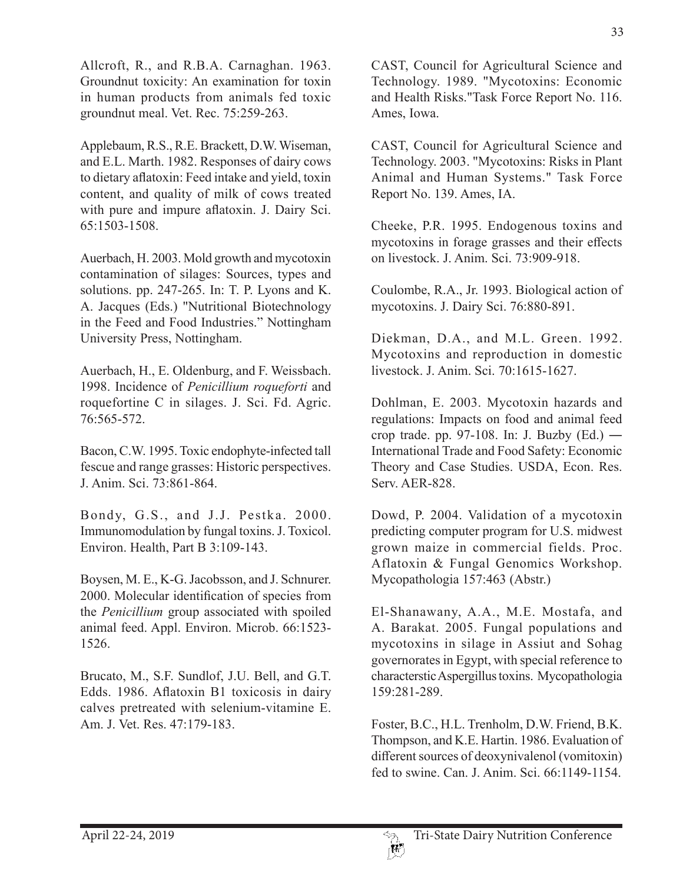Allcroft, R., and R.B.A. Carnaghan. 1963. Groundnut toxicity: An examination for toxin in human products from animals fed toxic groundnut meal. Vet. Rec. 75:259-263.

Applebaum, R.S., R.E. Brackett, D.W. Wiseman, and E.L. Marth. 1982. Responses of dairy cows to dietary aflatoxin: Feed intake and yield, toxin content, and quality of milk of cows treated with pure and impure aflatoxin. J. Dairy Sci. 65:1503-1508.

Auerbach, H. 2003. Mold growth and mycotoxin contamination of silages: Sources, types and solutions. pp. 247-265. In: T. P. Lyons and K. A. Jacques (Eds.) "Nutritional Biotechnology in the Feed and Food Industries." Nottingham University Press, Nottingham.

Auerbach, H., E. Oldenburg, and F. Weissbach. 1998. Incidence of *Penicillium roqueforti* and roquefortine C in silages. J. Sci. Fd. Agric. 76:565-572.

Bacon, C.W. 1995. Toxic endophyte-infected tall fescue and range grasses: Historic perspectives. J. Anim. Sci. 73:861-864.

Bondy, G.S., and J.J. Pestka. 2000. Immunomodulation by fungal toxins. J. Toxicol. Environ. Health, Part B 3:109-143.

Boysen, M. E., K-G. Jacobsson, and J. Schnurer. 2000. Molecular identification of species from the *Penicillium* group associated with spoiled animal feed. Appl. Environ. Microb. 66:1523-1526.

Brucato, M., S.F. Sundlof, J.U. Bell, and G.T. Edds. 1986. Aflatoxin B1 toxicosis in dairy calves pretreated with selenium-vitamine E. Am. J. Vet. Res. 47:179-183.

CAST, Council for Agricultural Science and Technology. 1989. "Mycotoxins: Economic and Health Risks."Task Force Report No. 116. Ames, Iowa.

CAST, Council for Agricultural Science and Technology. 2003. "Mycotoxins: Risks in Plant Animal and Human Systems." Task Force Report No. 139. Ames, IA.

Cheeke, P.R. 1995. Endogenous toxins and mycotoxins in forage grasses and their effects on livestock. J. Anim. Sci. 73:909-918.

Coulombe, R.A., Jr. 1993. Biological action of mycotoxins. J. Dairy Sci. 76:880-891.

Diekman, D.A., and M.L. Green. 1992. Mycotoxins and reproduction in domestic livestock. J. Anim. Sci. 70:1615-1627.

Dohlman, E. 2003. Mycotoxin hazards and regulations: Impacts on food and animal feed crop trade. pp. 97-108. In: J. Buzby (Ed.) ― International Trade and Food Safety: Economic Theory and Case Studies. USDA, Econ. Res. Serv. AER-828.

Dowd, P. 2004. Validation of a mycotoxin predicting computer program for U.S. midwest grown maize in commercial fields. Proc. Aflatoxin & Fungal Genomics Workshop. Mycopathologia 157:463 (Abstr.)

El-Shanawany, A.A., M.E. Mostafa, and A. Barakat. 2005. Fungal populations and mycotoxins in silage in Assiut and Sohag governorates in Egypt, with special reference to characterstic Aspergillus toxins. Mycopathologia 159:281-289.

Foster, B.C., H.L. Trenholm, D.W. Friend, B.K. Thompson, and K.E. Hartin. 1986. Evaluation of different sources of deoxynivalenol (vomitoxin) fed to swine. Can. J. Anim. Sci. 66:1149-1154.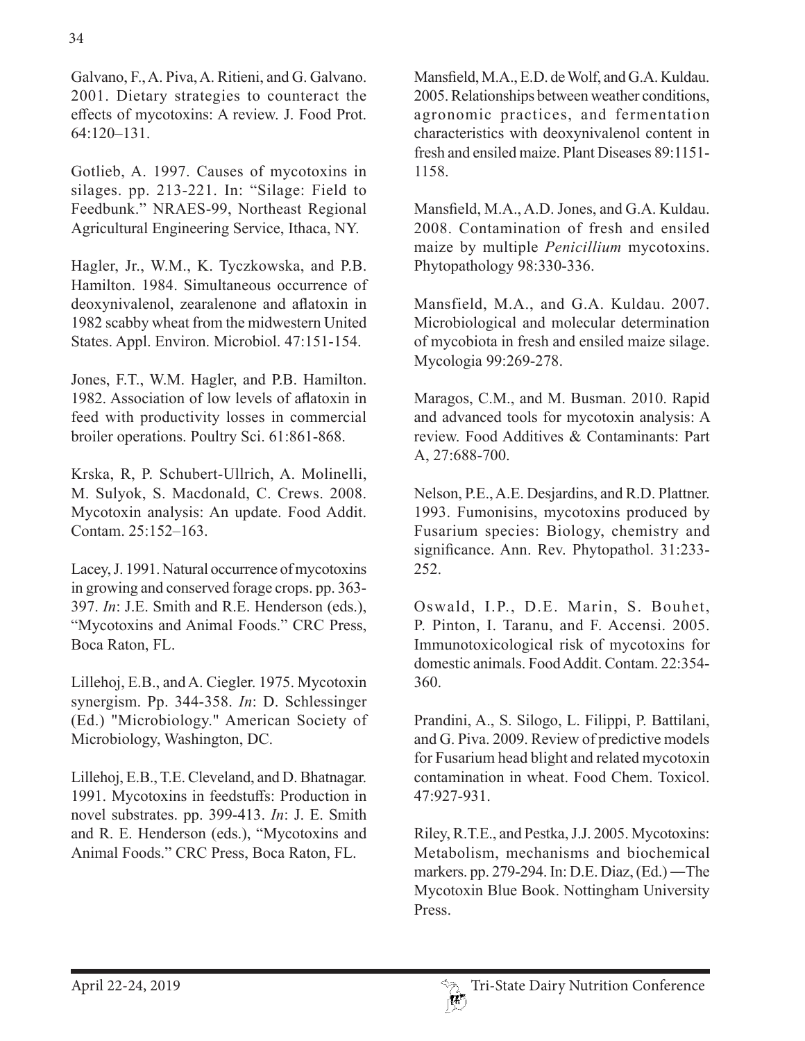Galvano, F., A. Piva, A. Ritieni, and G. Galvano. 2001. Dietary strategies to counteract the effects of mycotoxins: A review. J. Food Prot. 64:120–131.

Gotlieb, A. 1997. Causes of mycotoxins in silages. pp. 213-221. In: "Silage: Field to Feedbunk." NRAES-99, Northeast Regional Agricultural Engineering Service, Ithaca, NY.

Hagler, Jr., W.M., K. Tyczkowska, and P.B. Hamilton. 1984. Simultaneous occurrence of deoxynivalenol, zearalenone and aflatoxin in 1982 scabby wheat from the midwestern United States. Appl. Environ. Microbiol. 47:151-154.

Jones, F.T., W.M. Hagler, and P.B. Hamilton. 1982. Association of low levels of aflatoxin in feed with productivity losses in commercial broiler operations. Poultry Sci. 61:861-868.

Krska, R, P. Schubert-Ullrich, A. Molinelli, M. Sulyok, S. Macdonald, C. Crews. 2008. Mycotoxin analysis: An update. Food Addit. Contam. 25:152–163.

Lacey, J. 1991. Natural occurrence of mycotoxins in growing and conserved forage crops. pp. 363-397. *In*: J.E. Smith and R.E. Henderson (eds.), "Mycotoxins and Animal Foods." CRC Press, Boca Raton, FL.

Lillehoj, E.B., and A. Ciegler. 1975. Mycotoxin synergism. Pp. 344-358. *In*: D. Schlessinger (Ed.) "Microbiology." American Society of Microbiology, Washington, DC.

Lillehoj, E.B., T.E. Cleveland, and D. Bhatnagar. 1991. Mycotoxins in feedstuffs: Production in novel substrates. pp. 399-413. *In*: J. E. Smith and R. E. Henderson (eds.), "Mycotoxins and Animal Foods." CRC Press, Boca Raton, FL.

Mansfield, M.A., E.D. de Wolf, and G.A. Kuldau. 2005. Relationships between weather conditions, agronomic practices, and fermentation characteristics with deoxynivalenol content in fresh and ensiled maize. Plant Diseases 89:1151-1158.

Mansfield, M.A., A.D. Jones, and G.A. Kuldau. 2008. Contamination of fresh and ensiled maize by multiple *Penicillium* mycotoxins. Phytopathology 98:330-336.

Mansfield, M.A., and G.A. Kuldau. 2007. Microbiological and molecular determination of mycobiota in fresh and ensiled maize silage. Mycologia 99:269-278.

Maragos, C.M., and M. Busman. 2010. Rapid and advanced tools for mycotoxin analysis: A review. Food Additives & Contaminants: Part A, 27:688-700.

Nelson, P.E., A.E. Desjardins, and R.D. Plattner. 1993. Fumonisins, mycotoxins produced by Fusarium species: Biology, chemistry and significance. Ann. Rev. Phytopathol. 31:233-252.

Oswald, I.P., D.E. Marin, S. Bouhet, P. Pinton, I. Taranu, and F. Accensi. 2005. Immunotoxicological risk of mycotoxins for domestic animals. Food Addit. Contam. 22:354-360.

Prandini, A., S. Silogo, L. Filippi, P. Battilani, and G. Piva. 2009. Review of predictive models for Fusarium head blight and related mycotoxin contamination in wheat. Food Chem. Toxicol. 47:927-931.

Riley, R.T.E., and Pestka, J.J. 2005. Mycotoxins: Metabolism, mechanisms and biochemical markers. pp. 279-294. In: D.E. Diaz, (Ed.) ―The Mycotoxin Blue Book. Nottingham University Press.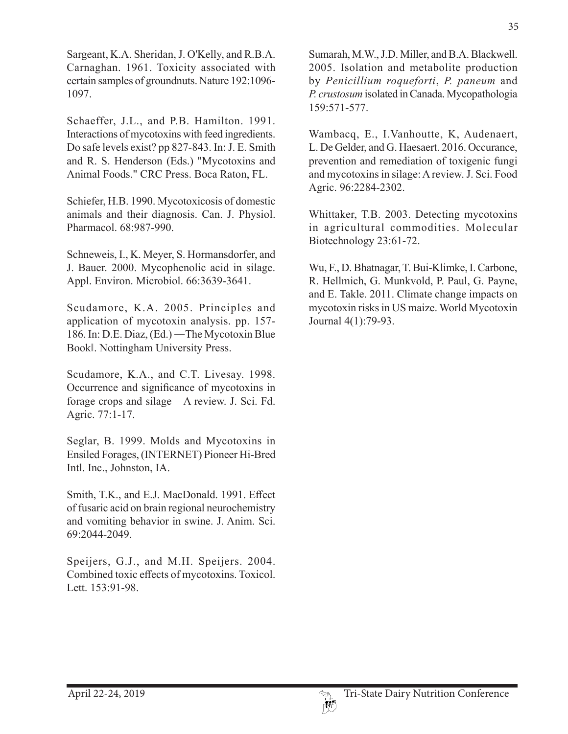Sargeant, K.A. Sheridan, J. O'Kelly, and R.B.A. Carnaghan. 1961. Toxicity associated with certain samples of groundnuts. Nature 192:1096-1097.

Schaeffer, J.L., and P.B. Hamilton. 1991. Interactions of mycotoxins with feed ingredients. Do safe levels exist? pp 827-843. In: J. E. Smith and R. S. Henderson (Eds.) "Mycotoxins and Animal Foods." CRC Press. Boca Raton, FL.

Schiefer, H.B. 1990. Mycotoxicosis of domestic animals and their diagnosis. Can. J. Physiol. Pharmacol. 68:987-990.

Schneweis, I., K. Meyer, S. Hormansdorfer, and J. Bauer. 2000. Mycophenolic acid in silage. Appl. Environ. Microbiol. 66:3639-3641.

Scudamore, K.A. 2005. Principles and application of mycotoxin analysis. pp. 157-186. In: D.E. Diaz, (Ed.) ―The Mycotoxin Blue Book‖. Nottingham University Press.

Scudamore, K.A., and C.T. Livesay. 1998. Occurrence and significance of mycotoxins in forage crops and silage – A review. J. Sci. Fd. Agric. 77:1-17.

Seglar, B. 1999. Molds and Mycotoxins in Ensiled Forages, (INTERNET) Pioneer Hi-Bred Intl. Inc., Johnston, IA.

Smith, T.K., and E.J. MacDonald. 1991. Effect of fusaric acid on brain regional neurochemistry and vomiting behavior in swine. J. Anim. Sci. 69:2044-2049.

Speijers, G.J., and M.H. Speijers. 2004. Combined toxic effects of mycotoxins. Toxicol. Lett. 153:91-98.

Sumarah, M.W., J.D. Miller, and B.A. Blackwell. 2005. Isolation and metabolite production by *Penicillium roqueforti*, *P. paneum* and *P. crustosum* isolated in Canada. Mycopathologia 159:571-577.

Wambacq, E., I.Vanhoutte, K, Audenaert, L. De Gelder, and G. Haesaert. 2016. Occurance, prevention and remediation of toxigenic fungi and mycotoxins in silage: A review. J. Sci. Food Agric. 96:2284-2302.

Whittaker, T.B. 2003. Detecting mycotoxins in agricultural commodities. Molecular Biotechnology 23:61-72.

Wu, F., D. Bhatnagar, T. Bui-Klimke, I. Carbone, R. Hellmich, G. Munkvold, P. Paul, G. Payne, and E. Takle. 2011. Climate change impacts on mycotoxin risks in US maize. World Mycotoxin Journal 4(1):79-93.